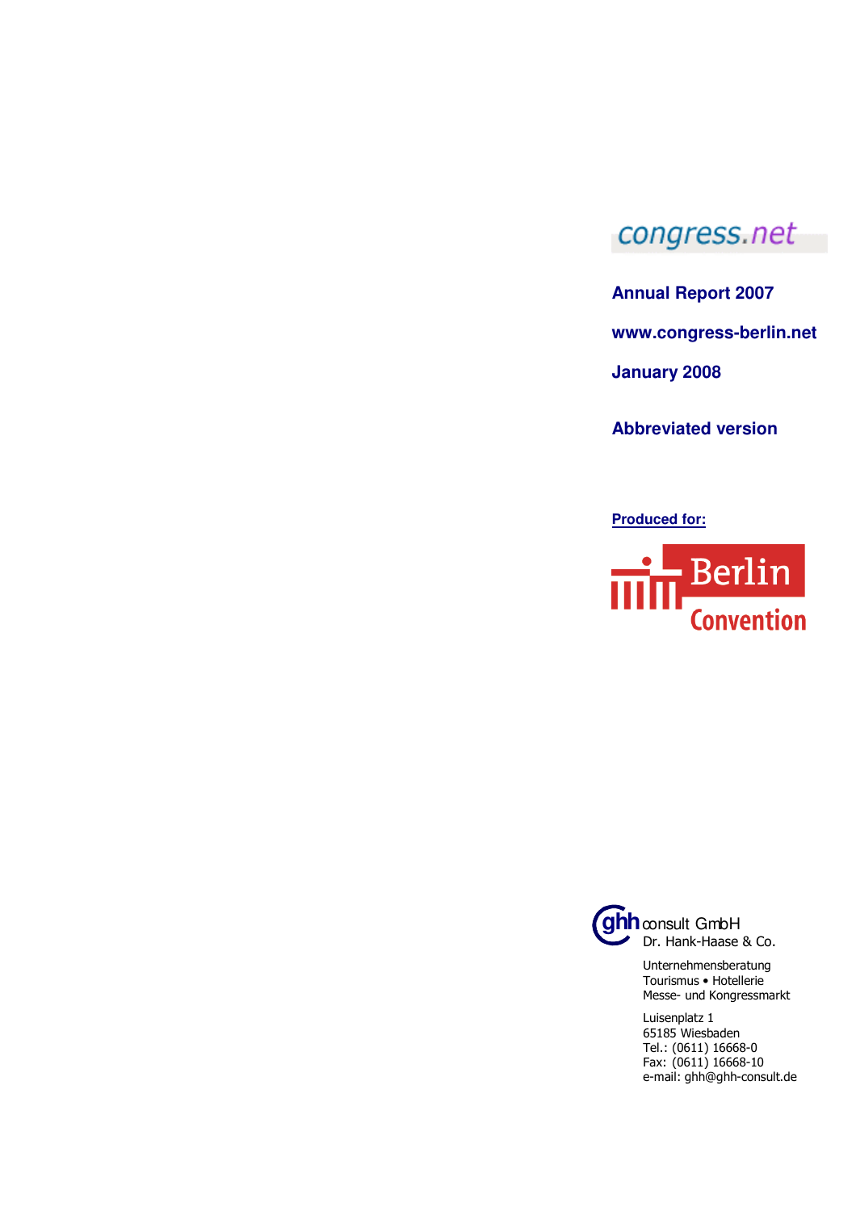congress.net

**Annual Report 2007**

**www.congress-berlin.net**

**January 2008**

**Abbreviated version**

**Produced for:**

Berlin Convention

ghh consult GmbH
Dr. Hank-Haase & Co.

Unternehmensberatung
Tourismus • Hotellerie
Messe- und Kongressmarkt

Luisenplatz 1
65185 Wiesbaden
Tel.: (0611) 16668-0
Fax: (0611) 16668-10
e-mail: ghh@ghh-consult.de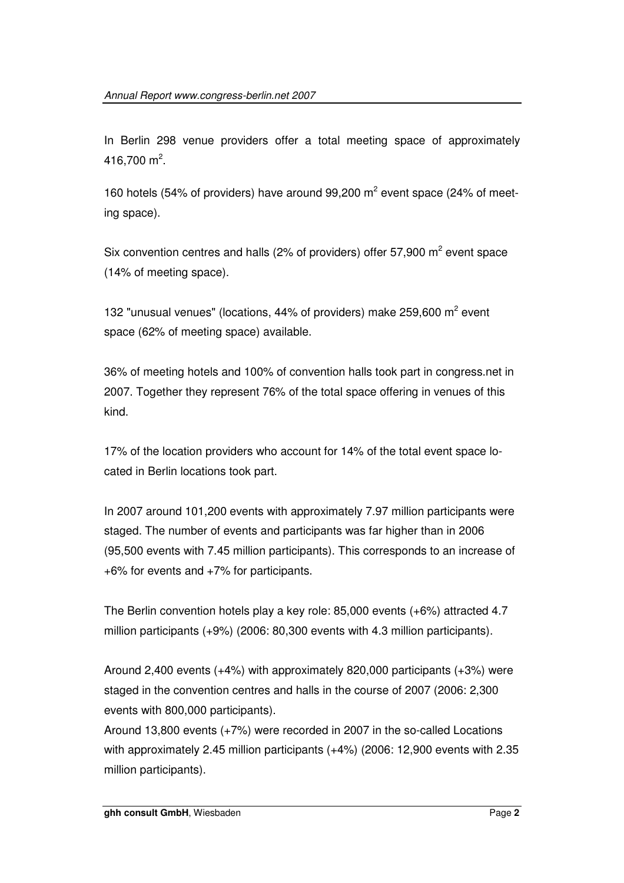In Berlin 298 venue providers offer a total meeting space of approximately 416,700 $m^2$.

160 hotels (54% of providers) have around 99,200 $m^2$ event space (24% of meeting space).

Six convention centres and halls (2% of providers) offer 57,900 $m^2$ event space (14% of meeting space).

132 "unusual venues" (locations, 44% of providers) make 259,600 $m^2$ event space (62% of meeting space) available.

36% of meeting hotels and 100% of convention halls took part in congress.net in 2007. Together they represent 76% of the total space offering in venues of this kind.

17% of the location providers who account for 14% of the total event space located in Berlin locations took part.

In 2007 around 101,200 events with approximately 7.97 million participants were staged. The number of events and participants was far higher than in 2006 (95,500 events with 7.45 million participants). This corresponds to an increase of +6% for events and +7% for participants.

The Berlin convention hotels play a key role: 85,000 events (+6%) attracted 4.7 million participants (+9%) (2006: 80,300 events with 4.3 million participants).

Around 2,400 events (+4%) with approximately 820,000 participants (+3%) were staged in the convention centres and halls in the course of 2007 (2006: 2,300 events with 800,000 participants).

Around 13,800 events (+7%) were recorded in 2007 in the so-called Locations with approximately 2.45 million participants (+4%) (2006: 12,900 events with 2.35 million participants).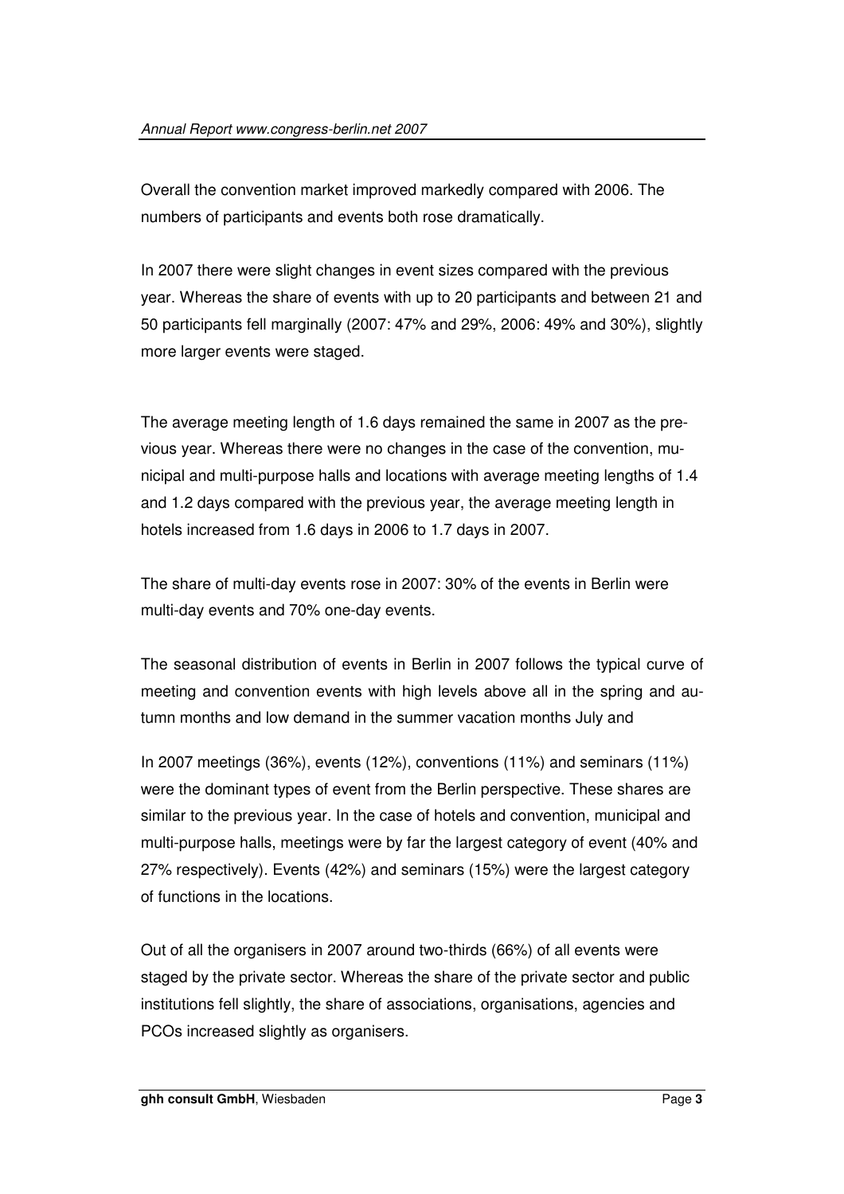Overall the convention market improved markedly compared with 2006. The numbers of participants and events both rose dramatically.

In 2007 there were slight changes in event sizes compared with the previous year. Whereas the share of events with up to 20 participants and between 21 and 50 participants fell marginally (2007: 47% and 29%, 2006: 49% and 30%), slightly more larger events were staged.

The average meeting length of 1.6 days remained the same in 2007 as the previous year. Whereas there were no changes in the case of the convention, municipal and multi-purpose halls and locations with average meeting lengths of 1.4 and 1.2 days compared with the previous year, the average meeting length in hotels increased from 1.6 days in 2006 to 1.7 days in 2007.

The share of multi-day events rose in 2007: 30% of the events in Berlin were multi-day events and 70% one-day events.

The seasonal distribution of events in Berlin in 2007 follows the typical curve of meeting and convention events with high levels above all in the spring and autumn months and low demand in the summer vacation months July and

In 2007 meetings (36%), events (12%), conventions (11%) and seminars (11%) were the dominant types of event from the Berlin perspective. These shares are similar to the previous year. In the case of hotels and convention, municipal and multi-purpose halls, meetings were by far the largest category of event (40% and 27% respectively). Events (42%) and seminars (15%) were the largest category of functions in the locations.

Out of all the organisers in 2007 around two-thirds (66%) of all events were staged by the private sector. Whereas the share of the private sector and public institutions fell slightly, the share of associations, organisations, agencies and PCOs increased slightly as organisers.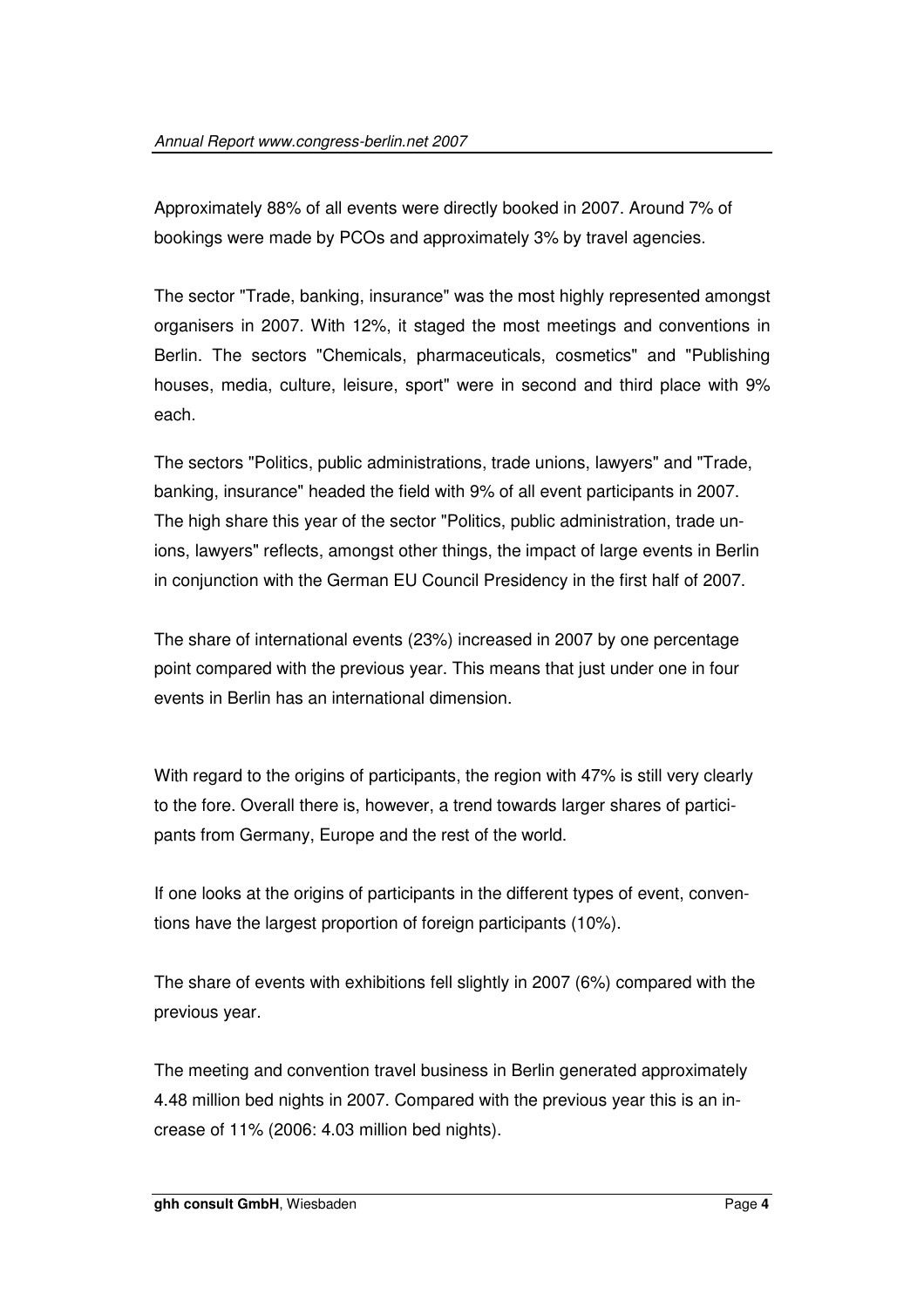Approximately 88% of all events were directly booked in 2007. Around 7% of bookings were made by PCOs and approximately 3% by travel agencies.

The sector "Trade, banking, insurance" was the most highly represented amongst organisers in 2007. With 12%, it staged the most meetings and conventions in Berlin. The sectors "Chemicals, pharmaceuticals, cosmetics" and "Publishing houses, media, culture, leisure, sport" were in second and third place with 9% each.

The sectors "Politics, public administrations, trade unions, lawyers" and "Trade, banking, insurance" headed the field with 9% of all event participants in 2007. The high share this year of the sector "Politics, public administration, trade unions, lawyers" reflects, amongst other things, the impact of large events in Berlin in conjunction with the German EU Council Presidency in the first half of 2007.

The share of international events (23%) increased in 2007 by one percentage point compared with the previous year. This means that just under one in four events in Berlin has an international dimension.

With regard to the origins of participants, the region with 47% is still very clearly to the fore. Overall there is, however, a trend towards larger shares of participants from Germany, Europe and the rest of the world.

If one looks at the origins of participants in the different types of event, conventions have the largest proportion of foreign participants (10%).

The share of events with exhibitions fell slightly in 2007 (6%) compared with the previous year.

The meeting and convention travel business in Berlin generated approximately 4.48 million bed nights in 2007. Compared with the previous year this is an increase of 11% (2006: 4.03 million bed nights).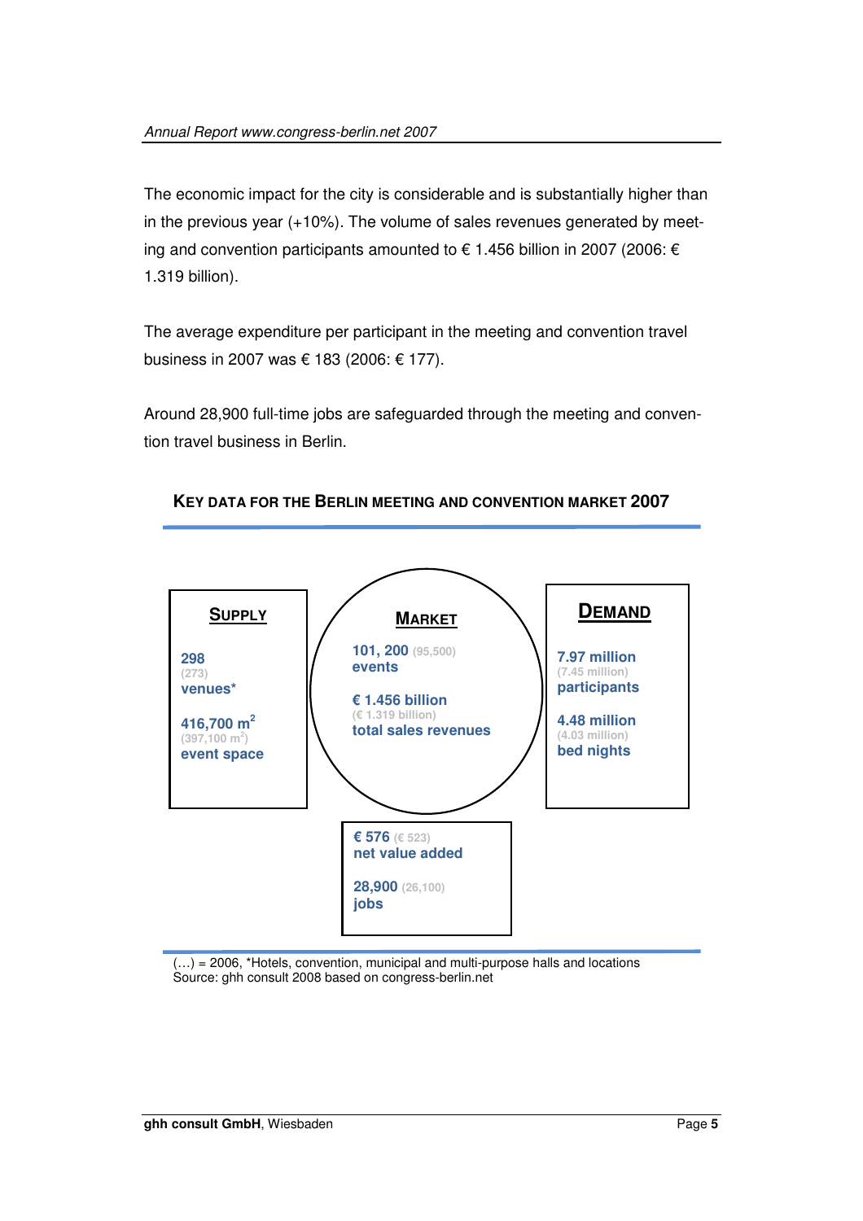The economic impact for the city is considerable and is substantially higher than in the previous year (+10%). The volume of sales revenues generated by meeting and convention participants amounted to € 1.456 billion in 2007 (2006: € 1.319 billion).

The average expenditure per participant in the meeting and convention travel business in 2007 was € 183 (2006: € 177).

Around 28,900 full-time jobs are safeguarded through the meeting and convention travel business in Berlin.

### KEY DATA FOR THE BERLIN MEETING AND CONVENTION MARKET 2007

**SUPPLY**

**298** (273) **venues***

**416,700 m²** (397,100 m²) **event space**

**MARKET**

**101, 200** (95,500) **events**

**€ 1.456 billion** (€ 1.319 billion) **total sales revenues**

**DEMAND**

**7.97 million** (7.45 million) **participants**

**4.48 million** (4.03 million) **bed nights**

**€ 576** (€ 523) **net value added**

**28,900** (26,100) **jobs**

(…) = 2006, *Hotels, convention, municipal and multi-purpose halls and locations
Source: ghh consult 2008 based on congress-berlin.net